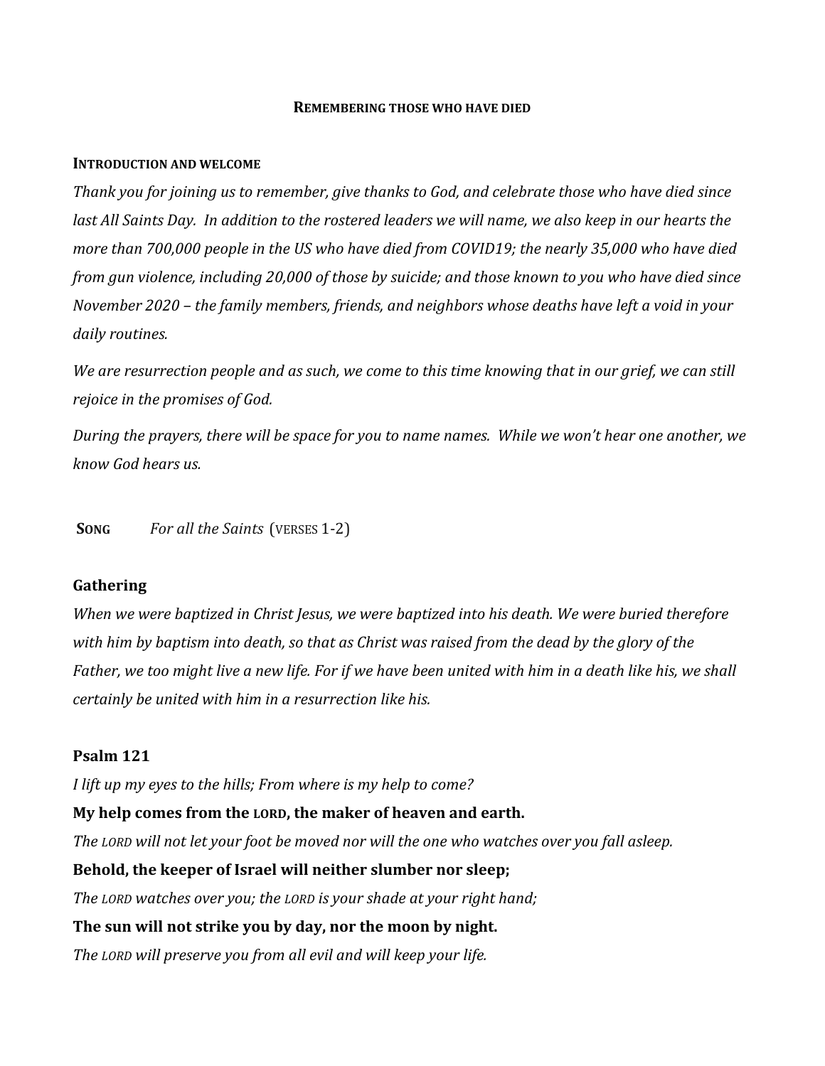# Remembering those who have died

## Introduction and welcome

*Thank you for joining us to remember, give thanks to God, and celebrate those who have died since last All Saints Day. In addition to the rostered leaders we will name, we also keep in our hearts the more than 700,000 people in the US who have died from COVID19; the nearly 35,000 who have died from gun violence, including 20,000 of those by suicide; and those known to you who have died since November 2020 – the family members, friends, and neighbors whose deaths have left a void in your daily routines.*

*We are resurrection people and as such, we come to this time knowing that in our grief, we can still rejoice in the promises of God.*

*During the prayers, there will be space for you to name names. While we won't hear one another, we know God hears us.*

**Song** *For all the Saints* (verses 1-2)

## Gathering

*When we were baptized in Christ Jesus, we were baptized into his death. We were buried therefore with him by baptism into death, so that as Christ was raised from the dead by the glory of the Father, we too might live a new life. For if we have been united with him in a death like his, we shall certainly be united with him in a resurrection like his.*

## Psalm 121

*I lift up my eyes to the hills; From where is my help to come?*

**My help comes from the LORD, the maker of heaven and earth.**

*The LORD will not let your foot be moved nor will the one who watches over you fall asleep.*

**Behold, the keeper of Israel will neither slumber nor sleep;**

*The LORD watches over you; the LORD is your shade at your right hand;*

**The sun will not strike you by day, nor the moon by night.**

*The LORD will preserve you from all evil and will keep your life.*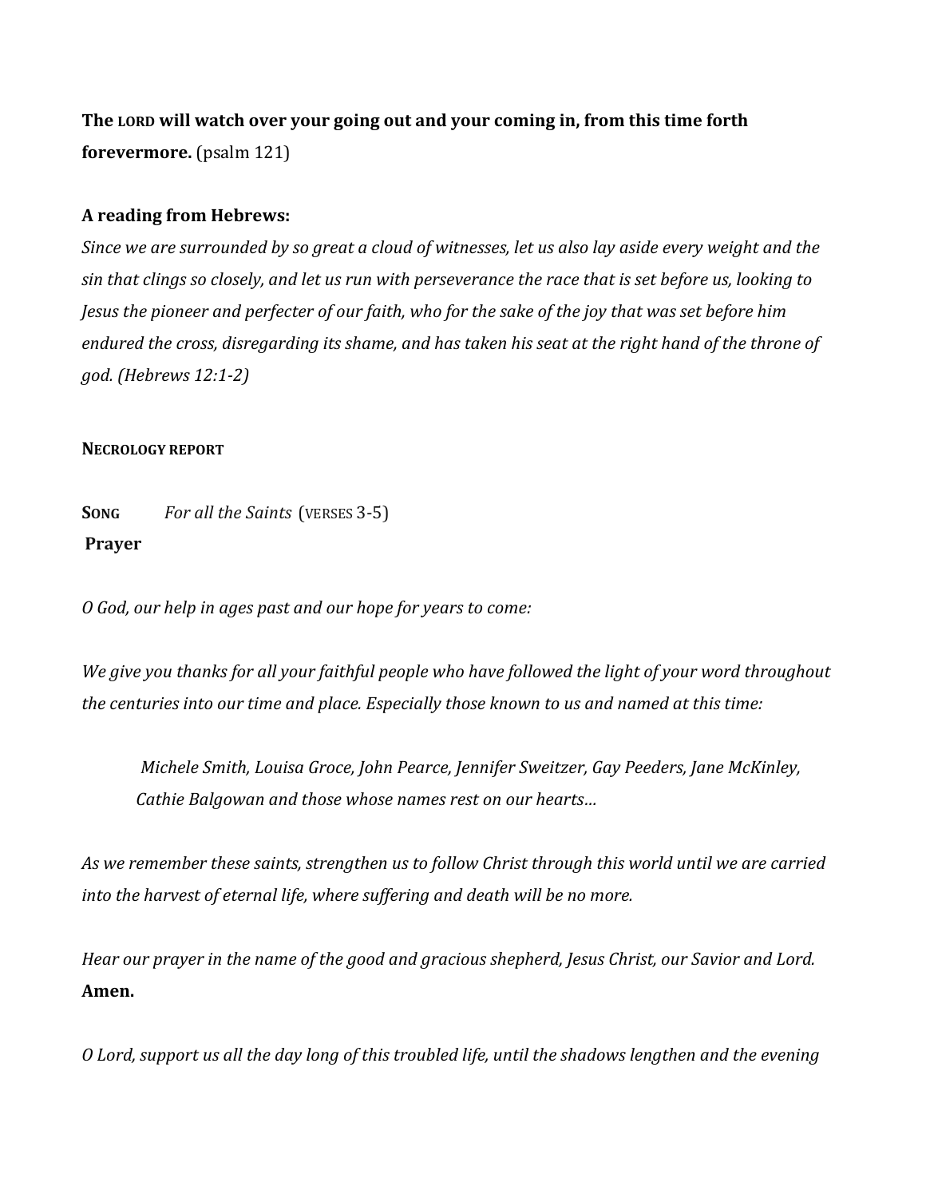**The LORD will watch over your going out and your coming in, from this time forth forevermore.** (psalm 121)

**A reading from Hebrews:**

*Since we are surrounded by so great a cloud of witnesses, let us also lay aside every weight and the sin that clings so closely, and let us run with perseverance the race that is set before us, looking to Jesus the pioneer and perfecter of our faith, who for the sake of the joy that was set before him endured the cross, disregarding its shame, and has taken his seat at the right hand of the throne of god. (Hebrews 12:1-2)*

**NECROLOGY REPORT**

**SONG** *For all the Saints* (VERSES 3-5)

**Prayer**

*O God, our help in ages past and our hope for years to come:*

*We give you thanks for all your faithful people who have followed the light of your word throughout the centuries into our time and place. Especially those known to us and named at this time:*

> *Michele Smith, Louisa Groce, John Pearce, Jennifer Sweitzer, Gay Peeders, Jane McKinley, Cathie Balgowan and those whose names rest on our hearts…*

*As we remember these saints, strengthen us to follow Christ through this world until we are carried into the harvest of eternal life, where suffering and death will be no more.*

*Hear our prayer in the name of the good and gracious shepherd, Jesus Christ, our Savior and Lord.*
**Amen.**

*O Lord, support us all the day long of this troubled life, until the shadows lengthen and the evening*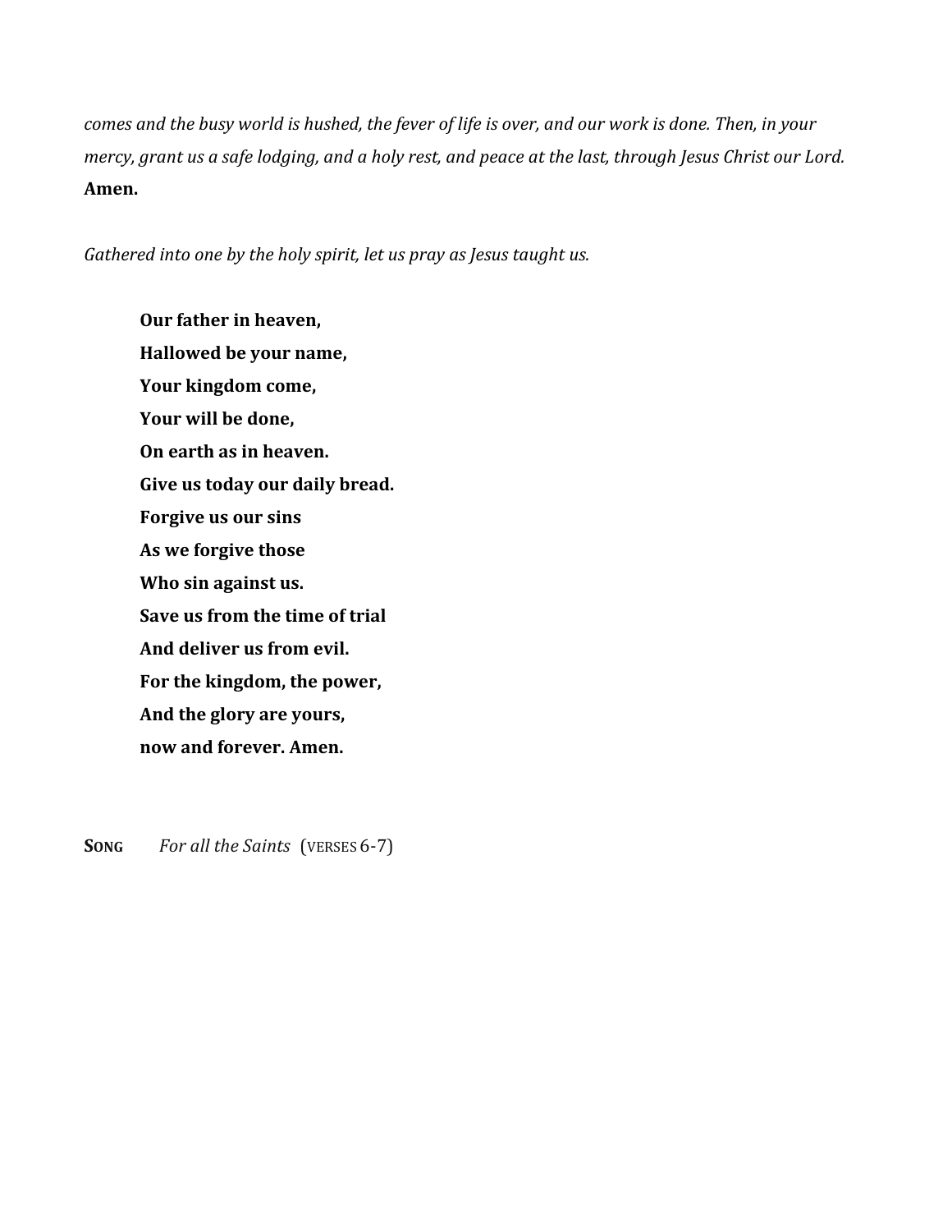*comes and the busy world is hushed, the fever of life is over, and our work is done. Then, in your mercy, grant us a safe lodging, and a holy rest, and peace at the last, through Jesus Christ our Lord.*
**Amen.**

*Gathered into one by the holy spirit, let us pray as Jesus taught us.*

> **Our father in heaven,**
> **Hallowed be your name,**
> **Your kingdom come,**
> **Your will be done,**
> **On earth as in heaven.**
> **Give us today our daily bread.**
> **Forgive us our sins**
> **As we forgive those**
> **Who sin against us.**
> **Save us from the time of trial**
> **And deliver us from evil.**
> **For the kingdom, the power,**
> **And the glory are yours,**
> **now and forever. Amen.**

**SONG** *For all the Saints* (VERSES 6-7)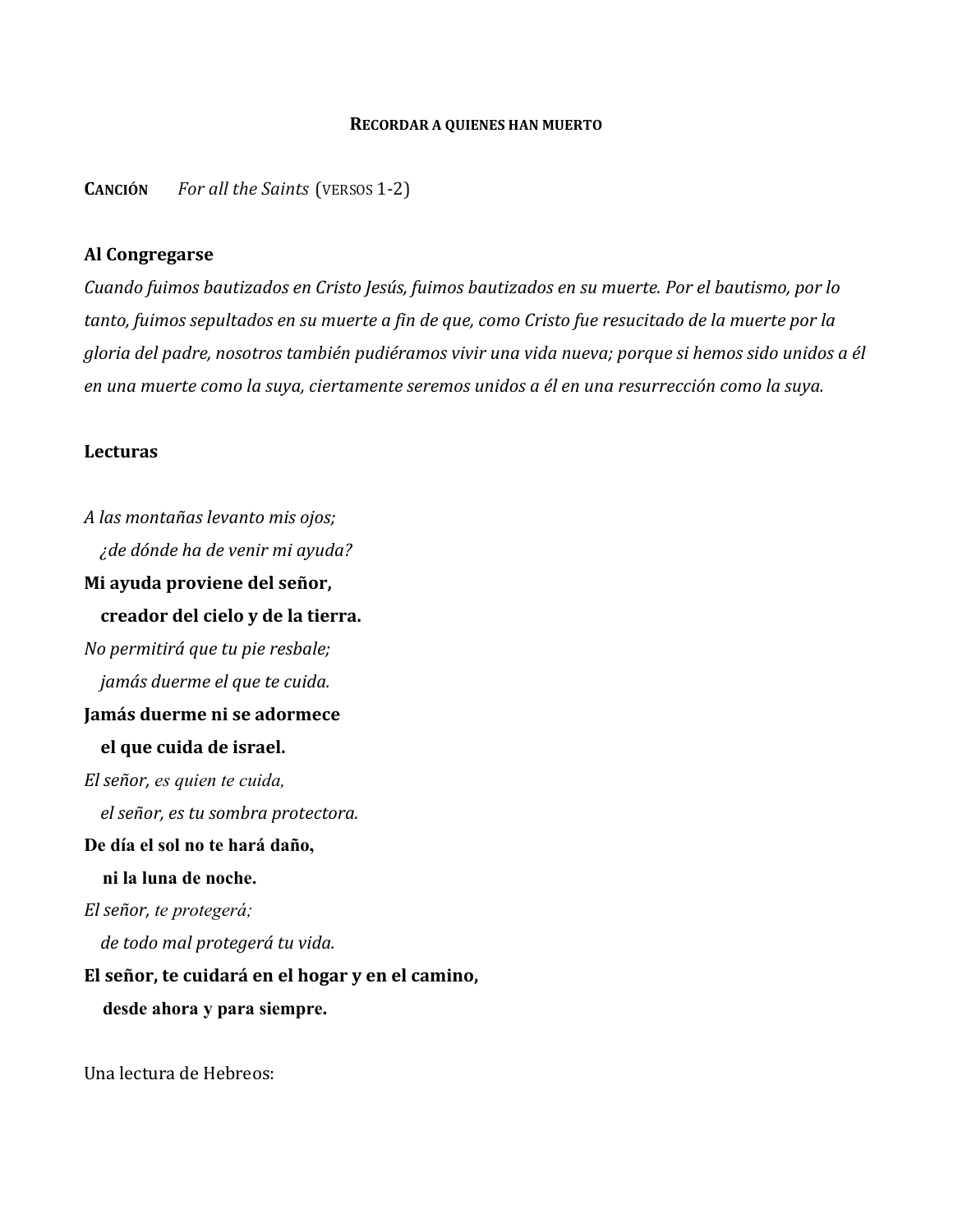# RECORDAR A QUIENES HAN MUERTO

**CANCIÓN** *For all the Saints* (VERSOS 1-2)

## Al Congregarse

*Cuando fuimos bautizados en Cristo Jesús, fuimos bautizados en su muerte. Por el bautismo, por lo tanto, fuimos sepultados en su muerte a fin de que, como Cristo fue resucitado de la muerte por la gloria del padre, nosotros también pudiéramos vivir una vida nueva; porque si hemos sido unidos a él en una muerte como la suya, ciertamente seremos unidos a él en una resurrección como la suya.*

## Lecturas

*A las montañas levanto mis ojos;*
*¿de dónde ha de venir mi ayuda?*
**Mi ayuda proviene del señor,**
**creador del cielo y de la tierra.**
*No permitirá que tu pie resbale;*
*jamás duerme el que te cuida.*
**Jamás duerme ni se adormece**
**el que cuida de israel.**
*El señor, es quien te cuida,*
*el señor, es tu sombra protectora.*
**De día el sol no te hará daño,**
**ni la luna de noche.**
*El señor, te protegerá;*
*de todo mal protegerá tu vida.*
**El señor, te cuidará en el hogar y en el camino,**
**desde ahora y para siempre.**

Una lectura de Hebreos: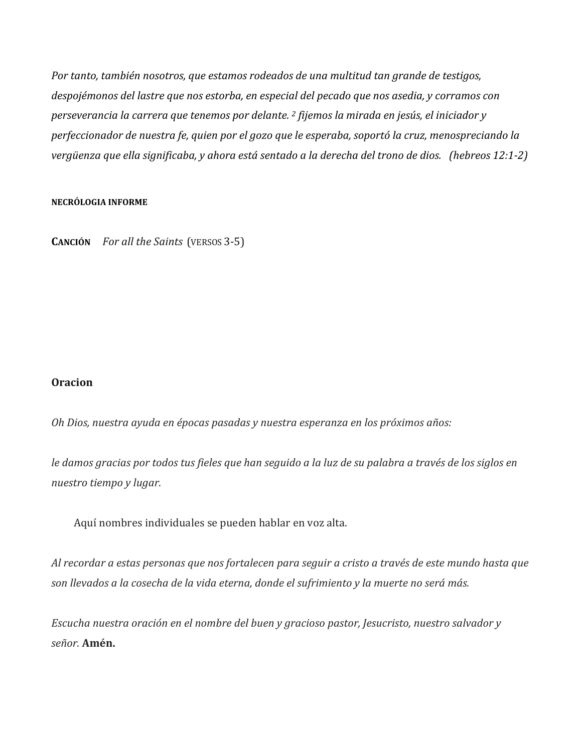*Por tanto, también nosotros, que estamos rodeados de una multitud tan grande de testigos, despojémonos del lastre que nos estorba, en especial del pecado que nos asedia, y corramos con perseverancia la carrera que tenemos por delante. [2] fijemos la mirada en jesús, el iniciador y perfeccionador de nuestra fe, quien por el gozo que le esperaba, soportó la cruz, menospreciando la vergüenza que ella significaba, y ahora está sentado a la derecha del trono de dios. (hebreos 12:1-2)*

**NECRÓLOGIA INFORME**

**CANCIÓN** *For all the Saints* (VERSOS 3-5)

**Oracion**

*Oh Dios, nuestra ayuda en épocas pasadas y nuestra esperanza en los próximos años:*

*le damos gracias por todos tus fieles que han seguido a la luz de su palabra a través de los siglos en nuestro tiempo y lugar.*

Aquí nombres individuales se pueden hablar en voz alta.

*Al recordar a estas personas que nos fortalecen para seguir a cristo a través de este mundo hasta que son llevados a la cosecha de la vida eterna, donde el sufrimiento y la muerte no será más.*

*Escucha nuestra oración en el nombre del buen y gracioso pastor, Jesucristo, nuestro salvador y señor.* **Amén.**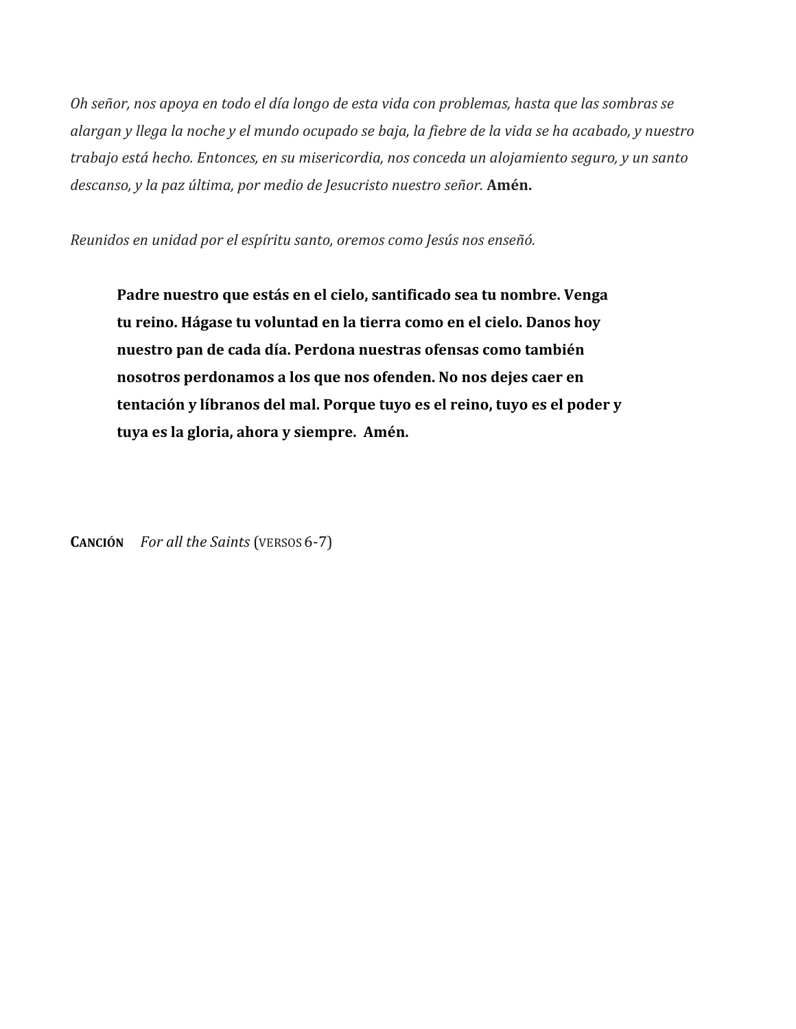*Oh señor, nos apoya en todo el día longo de esta vida con problemas, hasta que las sombras se alargan y llega la noche y el mundo ocupado se baja, la fiebre de la vida se ha acabado, y nuestro trabajo está hecho. Entonces, en su misericordia, nos conceda un alojamiento seguro, y un santo descanso, y la paz última, por medio de Jesucristo nuestro señor.* **Amén.**

*Reunidos en unidad por el espíritu santo, oremos como Jesús nos enseñó.*

> **Padre nuestro que estás en el cielo, santificado sea tu nombre. Venga tu reino. Hágase tu voluntad en la tierra como en el cielo. Danos hoy nuestro pan de cada día. Perdona nuestras ofensas como también nosotros perdonamos a los que nos ofenden. No nos dejes caer en tentación y líbranos del mal. Porque tuyo es el reino, tuyo es el poder y tuya es la gloria, ahora y siempre. Amén.**

**CANCIÓN** *For all the Saints* (VERSOS 6-7)